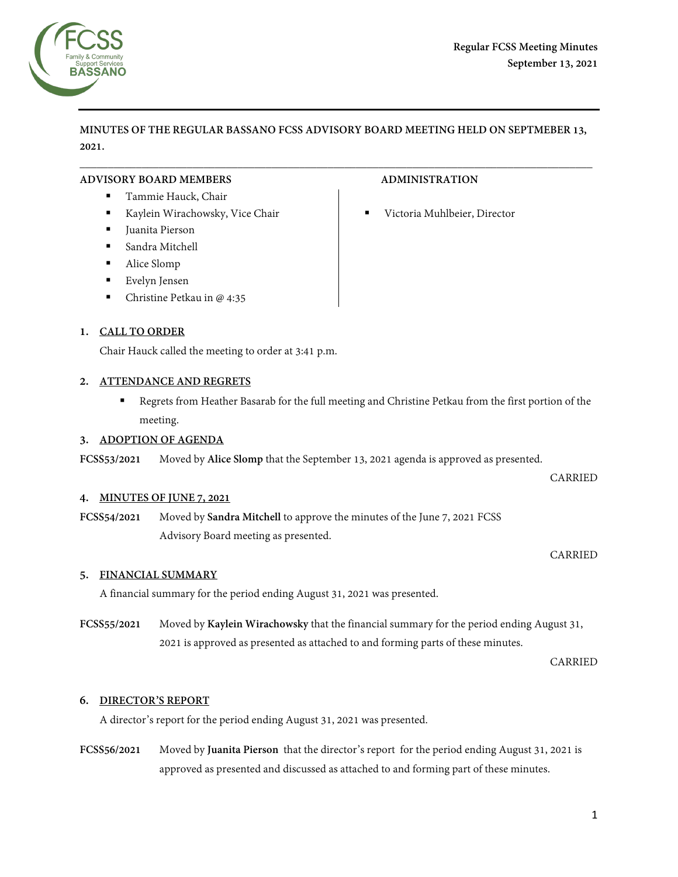**MINUTES OF THE REGULAR BASSANO FCSS ADVISORY BOARD MEETING HELD ON SEPTMEBER 13, 2021.**

---

**ADVISORY BOARD MEMBERS**

- Tammie Hauck, Chair
- Kaylein Wirachowsky, Vice Chair
- Juanita Pierson
- Sandra Mitchell
- Alice Slomp
- Evelyn Jensen
- Christine Petkau in @ 4:35

**ADMINISTRATION**

- Victoria Muhlbeier, Director

## 1. CALL TO ORDER

Chair Hauck called the meeting to order at 3:41 p.m.

## 2. ATTENDANCE AND REGRETS

- Regrets from Heather Basarab for the full meeting and Christine Petkau from the first portion of the meeting.

## 3. ADOPTION OF AGENDA

**FCSS53/2021** Moved by **Alice Slomp** that the September 13, 2021 agenda is approved as presented.

CARRIED

## 4. MINUTES OF JUNE 7, 2021

**FCSS54/2021** Moved by **Sandra Mitchell** to approve the minutes of the June 7, 2021 FCSS Advisory Board meeting as presented.

CARRIED

## 5. FINANCIAL SUMMARY

A financial summary for the period ending August 31, 2021 was presented.

**FCSS55/2021** Moved by **Kaylein Wirachowsky** that the financial summary for the period ending August 31, 2021 is approved as presented as attached to and forming parts of these minutes.

CARRIED

## 6. DIRECTOR'S REPORT

A director's report for the period ending August 31, 2021 was presented.

**FCSS56/2021** Moved by **Juanita Pierson** that the director's report for the period ending August 31, 2021 is approved as presented and discussed as attached to and forming part of these minutes.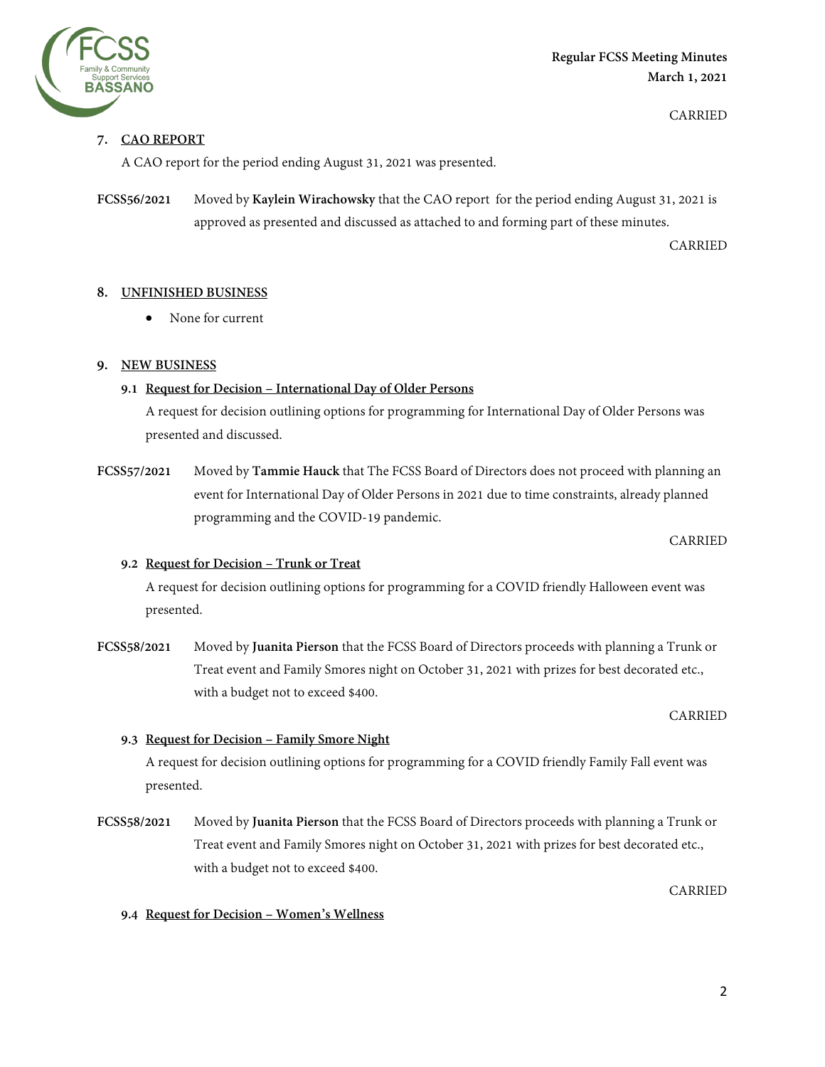CARRIED

**7. CAO REPORT**

A CAO report for the period ending August 31, 2021 was presented.

**FCSS56/2021** Moved by **Kaylein Wirachowsky** that the CAO report for the period ending August 31, 2021 is approved as presented and discussed as attached to and forming part of these minutes.

CARRIED

**8. UNFINISHED BUSINESS**

- None for current

**9. NEW BUSINESS**

**9.1 Request for Decision – International Day of Older Persons**

A request for decision outlining options for programming for International Day of Older Persons was presented and discussed.

**FCSS57/2021** Moved by **Tammie Hauck** that The FCSS Board of Directors does not proceed with planning an event for International Day of Older Persons in 2021 due to time constraints, already planned programming and the COVID-19 pandemic.

CARRIED

**9.2 Request for Decision – Trunk or Treat**

A request for decision outlining options for programming for a COVID friendly Halloween event was presented.

**FCSS58/2021** Moved by **Juanita Pierson** that the FCSS Board of Directors proceeds with planning a Trunk or Treat event and Family Smores night on October 31, 2021 with prizes for best decorated etc., with a budget not to exceed $400.

CARRIED

**9.3 Request for Decision – Family Smore Night**

A request for decision outlining options for programming for a COVID friendly Family Fall event was presented.

**FCSS58/2021** Moved by **Juanita Pierson** that the FCSS Board of Directors proceeds with planning a Trunk or Treat event and Family Smores night on October 31, 2021 with prizes for best decorated etc., with a budget not to exceed $400.

CARRIED

**9.4 Request for Decision – Women's Wellness**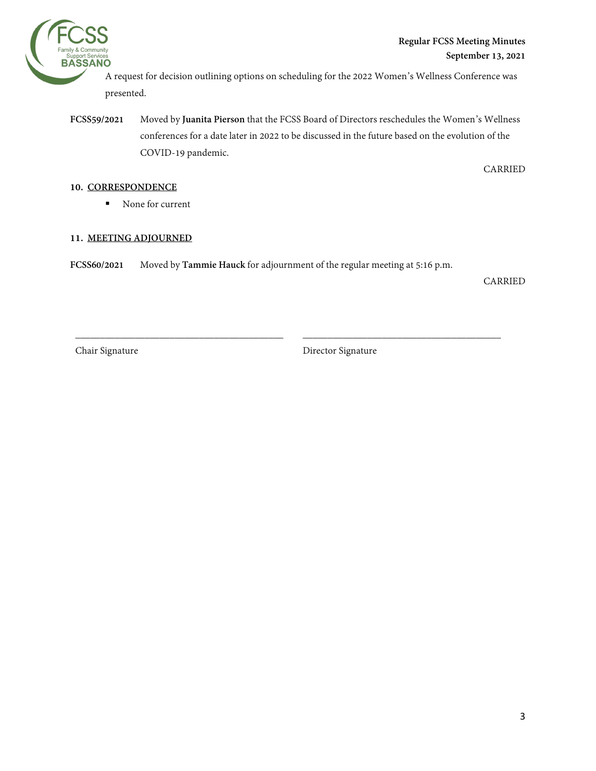A request for decision outlining options on scheduling for the 2022 Women's Wellness Conference was presented.

**FCSS59/2021** Moved by **Juanita Pierson** that the FCSS Board of Directors reschedules the Women's Wellness conferences for a date later in 2022 to be discussed in the future based on the evolution of the COVID-19 pandemic.

CARRIED

**10. CORRESPONDENCE**

- None for current

**11. MEETING ADJOURNED**

**FCSS60/2021** Moved by **Tammie Hauck** for adjournment of the regular meeting at 5:16 p.m.

CARRIED

\_\_\_\_\_\_\_\_\_\_\_\_\_\_\_\_\_\_\_\_\_\_\_\_\_\_\_\_\_\_\_\_\_\_\_\_\_\_\_\_ \_\_\_\_\_\_\_\_\_\_\_\_\_\_\_\_\_\_\_\_\_\_\_\_\_\_\_\_\_\_\_\_\_\_\_\_\_\_\_\_

Chair Signature Director Signature